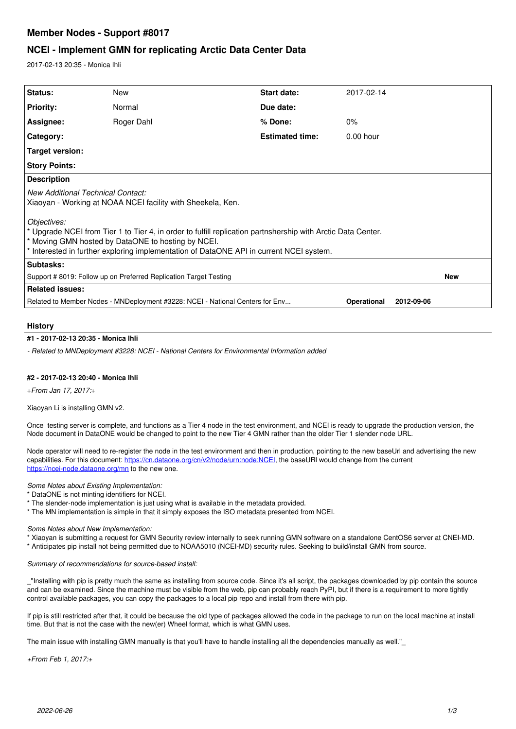# Member Nodes - Support #8017

## NCEI - Implement GMN for replicating Arctic Data Center Data

2017-02-13 20:35 - Monica Ihli

| | | | |
|---|---|---|---|
| **Status:** | New | **Start date:** | 2017-02-14 |
| **Priority:** | Normal | **Due date:** | |
| **Assignee:** | Roger Dahl | **% Done:** | 0% |
| **Category:** | | **Estimated time:** | 0.00 hour |
| **Target version:** | | | |
| **Story Points:** | | | |

**Description**

*New Additional Technical Contact:*
Xiaoyan - Working at NOAA NCEI facility with Sheekela, Ken.

*Objectives:*
* Upgrade NCEI from Tier 1 to Tier 4, in order to fulfill replication partnsership with Arctic Data Center.
* Moving GMN hosted by DataONE to hosting by NCEI.
* Interested in further exploring implementation of DataONE API in current NCEI system.

**Subtasks:**

| | |
|---|---|
| Support # 8019: Follow up on Preferred Replication Target Testing | **New** |

**Related issues:**

| | | |
|---|---|---|
| Related to Member Nodes - MNDeployment #3228: NCEI - National Centers for Env... | **Operational** | **2012-09-06** |

## History

**#1 - 2017-02-13 20:35 - Monica Ihli**

*- Related to MNDeployment #3228: NCEI - National Centers for Environmental Information added*

**#2 - 2017-02-13 20:40 - Monica Ihli**

*+From Jan 17, 2017:+*

Xiaoyan Li is installing GMN v2.

Once testing server is complete, and functions as a Tier 4 node in the test environment, and NCEI is ready to upgrade the production version, the Node document in DataONE would be changed to point to the new Tier 4 GMN rather than the older Tier 1 slender node URL.

Node operator will need to re-register the node in the test environment and then in production, pointing to the new baseUrl and advertising the new capabilities. For this document: https://cn.dataone.org/cn/v2/node/urn:node:NCEI, the baseURl would change from the current https://ncei-node.dataone.org/mn to the new one.

*Some Notes about Existing Implementation:*
* DataONE is not minting identifiers for NCEI.
* The slender-node implementation is just using what is available in the metadata provided.
* The MN implementation is simple in that it simply exposes the ISO metadata presented from NCEI.

*Some Notes about New Implementation:*
* Xiaoyan is submitting a request for GMN Security review internally to seek running GMN software on a standalone CentOS6 server at CNEI-MD.
* Anticipates pip install not being permitted due to NOAA5010 (NCEI-MD) security rules. Seeking to build/install GMN from source.

*Summary of recommendations for source-based install:*

_"Installing with pip is pretty much the same as installing from source code. Since it's all script, the packages downloaded by pip contain the source and can be examined. Since the machine must be visible from the web, pip can probably reach PyPI, but if there is a requirement to more tightly control available packages, you can copy the packages to a local pip repo and install from there with pip.

If pip is still restricted after that, it could be because the old type of packages allowed the code in the package to run on the local machine at install time. But that is not the case with the new(er) Wheel format, which is what GMN uses.

The main issue with installing GMN manually is that you'll have to handle installing all the dependencies manually as well."_

*+From Feb 1, 2017:+*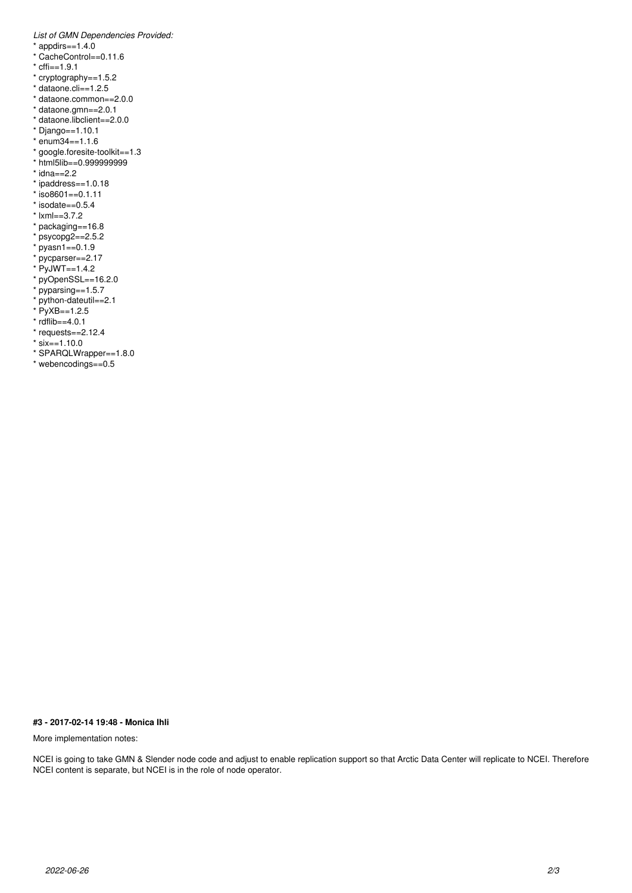*List of GMN Dependencies Provided:*
* appdirs==1.4.0
* CacheControl==0.11.6
* cffi==1.9.1
* cryptography==1.5.2
* dataone.cli==1.2.5
* dataone.common==2.0.0
* dataone.gmn==2.0.1
* dataone.libclient==2.0.0
* Django==1.10.1
* enum34==1.1.6
* google.foresite-toolkit==1.3
* html5lib==0.999999999
* idna==2.2
* ipaddress==1.0.18
* iso8601==0.1.11
* isodate==0.5.4
* lxml==3.7.2
* packaging==16.8
* psycopg2==2.5.2
* pyasn1==0.1.9
* pycparser==2.17
* PyJWT==1.4.2
* pyOpenSSL==16.2.0
* pyparsing==1.5.7
* python-dateutil==2.1
* PyXB==1.2.5
* rdflib==4.0.1
* requests==2.12.4
* six==1.10.0
* SPARQLWrapper==1.8.0
* webencodings==0.5

#### #3 - 2017-02-14 19:48 - Monica Ihli

More implementation notes:

NCEI is going to take GMN & Slender node code and adjust to enable replication support so that Arctic Data Center will replicate to NCEI. Therefore NCEI content is separate, but NCEI is in the role of node operator.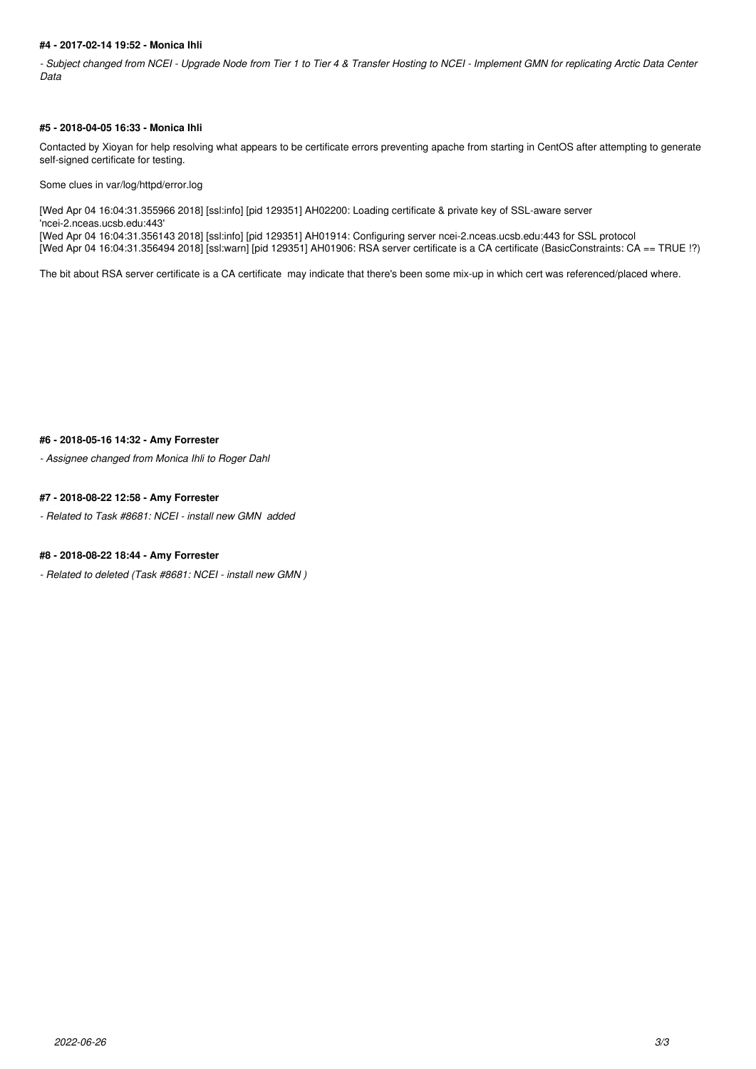#### #4 - 2017-02-14 19:52 - Monica Ihli

*- Subject changed from NCEI - Upgrade Node from Tier 1 to Tier 4 & Transfer Hosting to NCEI - Implement GMN for replicating Arctic Data Center Data*

#### #5 - 2018-04-05 16:33 - Monica Ihli

Contacted by Xioyan for help resolving what appears to be certificate errors preventing apache from starting in CentOS after attempting to generate self-signed certificate for testing.

Some clues in var/log/httpd/error.log

[Wed Apr 04 16:04:31.355966 2018] [ssl:info] [pid 129351] AH02200: Loading certificate & private key of SSL-aware server 'ncei-2.nceas.ucsb.edu:443'
[Wed Apr 04 16:04:31.356143 2018] [ssl:info] [pid 129351] AH01914: Configuring server ncei-2.nceas.ucsb.edu:443 for SSL protocol
[Wed Apr 04 16:04:31.356494 2018] [ssl:warn] [pid 129351] AH01906: RSA server certificate is a CA certificate (BasicConstraints: CA == TRUE !?)

The bit about RSA server certificate is a CA certificate may indicate that there's been some mix-up in which cert was referenced/placed where.

#### #6 - 2018-05-16 14:32 - Amy Forrester

*- Assignee changed from Monica Ihli to Roger Dahl*

#### #7 - 2018-08-22 12:58 - Amy Forrester

*- Related to Task #8681: NCEI - install new GMN added*

#### #8 - 2018-08-22 18:44 - Amy Forrester

*- Related to deleted (Task #8681: NCEI - install new GMN )*